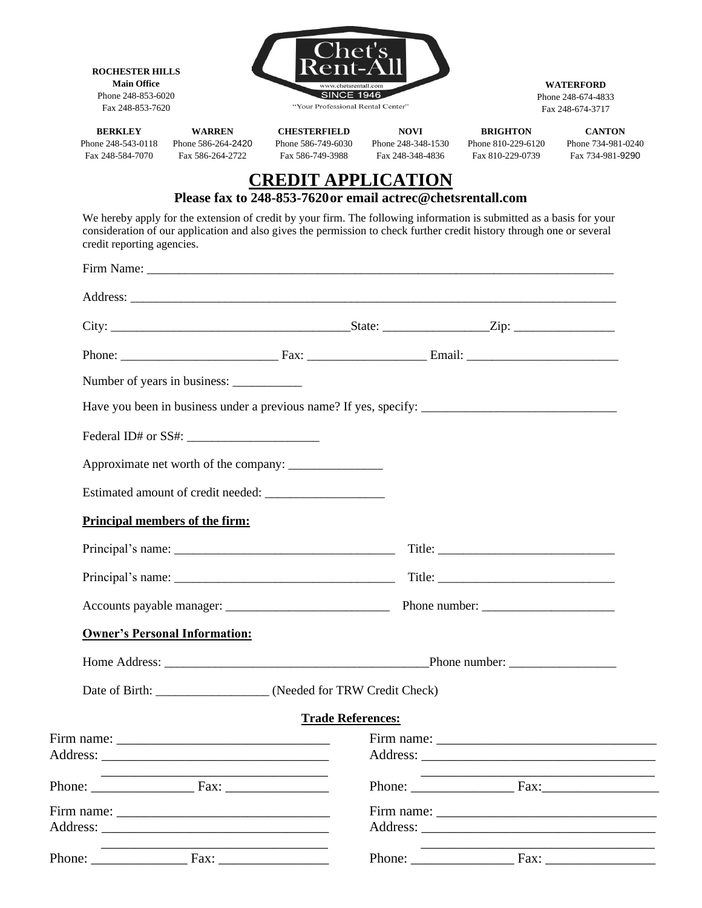**ROCHESTER HILLS**
**Main Office**
Phone 248-853-6020
Fax 248-853-7620

Chet's Rent-All
www.chetsrentall.com
SINCE 1946
"Your Professional Rental Center"

**WATERFORD**
Phone 248-674-4833
Fax 248-674-3717

| BERKLEY | WARREN | CHESTERFIELD | NOVI | BRIGHTON | CANTON |
|---|---|---|---|---|---|
| Phone 248-543-0118 | Phone 586-264-2420 | Phone 586-749-6030 | Phone 248-348-1530 | Phone 810-229-6120 | Phone 734-981-0240 |
| Fax 248-584-7070 | Fax 586-264-2722 | Fax 586-749-3988 | Fax 248-348-4836 | Fax 810-229-0739 | Fax 734-981-9290 |

# CREDIT APPLICATION

**Please fax to 248-853-7620 or email actrec@chetsrentall.com**

We hereby apply for the extension of credit by your firm. The following information is submitted as a basis for your consideration of our application and also gives the permission to check further credit history through one or several credit reporting agencies.

Firm Name: ____________________________________________________________________________

Address: ______________________________________________________________________________

City: _____________________________________State: ________________Zip: _______________

Phone: ________________________ Fax: __________________ Email: _______________________

Number of years in business: ___________

Have you been in business under a previous name? If yes, specify: ______________________________

Federal ID# or SS#: ____________________

Approximate net worth of the company: ______________

Estimated amount of credit needed: __________________

**Principal members of the firm:**

Principal's name: __________________________________ Title: ___________________________

Principal's name: __________________________________ Title: ___________________________

Accounts payable manager: _________________________ Phone number: ____________________

**Owner's Personal Information:**

Home Address: __________________________________________Phone number: ________________

Date of Birth: _________________ (Needed for TRW Credit Check)

**Trade References:**

Firm name: _______________________________
Address: _________________________________
_________________________________
Phone: _______________ Fax: _______________

Firm name: ________________________________
Address: __________________________________
__________________________________
Phone: _______________ Fax:_________________

Firm name: _______________________________
Address: _________________________________
_________________________________
Phone: ______________ Fax: ________________

Firm name: ________________________________
Address: __________________________________
__________________________________
Phone: _______________ Fax: ________________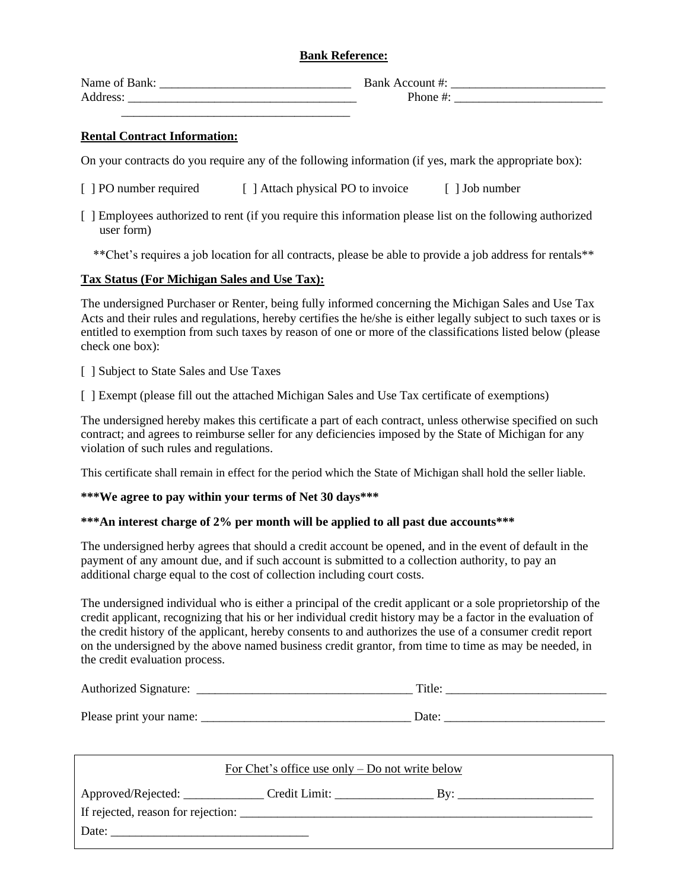**Bank Reference:**

Name of Bank: _______________________________ Bank Account #: _________________________
Address: _____________________________________ Phone #: ________________________
_____________________________________

**Rental Contract Information:**

On your contracts do you require any of the following information (if yes, mark the appropriate box):

[ ] PO number required [ ] Attach physical PO to invoice [ ] Job number

[ ] Employees authorized to rent (if you require this information please list on the following authorized user form)

**Chet's requires a job location for all contracts, please be able to provide a job address for rentals**

**Tax Status (For Michigan Sales and Use Tax):**

The undersigned Purchaser or Renter, being fully informed concerning the Michigan Sales and Use Tax Acts and their rules and regulations, hereby certifies the he/she is either legally subject to such taxes or is entitled to exemption from such taxes by reason of one or more of the classifications listed below (please check one box):

[ ] Subject to State Sales and Use Taxes

[ ] Exempt (please fill out the attached Michigan Sales and Use Tax certificate of exemptions)

The undersigned hereby makes this certificate a part of each contract, unless otherwise specified on such contract; and agrees to reimburse seller for any deficiencies imposed by the State of Michigan for any violation of such rules and regulations.

This certificate shall remain in effect for the period which the State of Michigan shall hold the seller liable.

**\*\*\*We agree to pay within your terms of Net 30 days\*\*\***

**\*\*\*An interest charge of 2% per month will be applied to all past due accounts\*\*\***

The undersigned herby agrees that should a credit account be opened, and in the event of default in the payment of any amount due, and if such account is submitted to a collection authority, to pay an additional charge equal to the cost of collection including court costs.

The undersigned individual who is either a principal of the credit applicant or a sole proprietorship of the credit applicant, recognizing that his or her individual credit history may be a factor in the evaluation of the credit history of the applicant, hereby consents to and authorizes the use of a consumer credit report on the undersigned by the above named business credit grantor, from time to time as may be needed, in the credit evaluation process.

Authorized Signature: ___________________________________ Title: __________________________

Please print your name: _________________________________ Date: __________________________

For Chet's office use only – Do not write below

Approved/Rejected: _____________ Credit Limit: ________________ By: ______________________

If rejected, reason for rejection: ___________________________________________________________

Date: ________________________________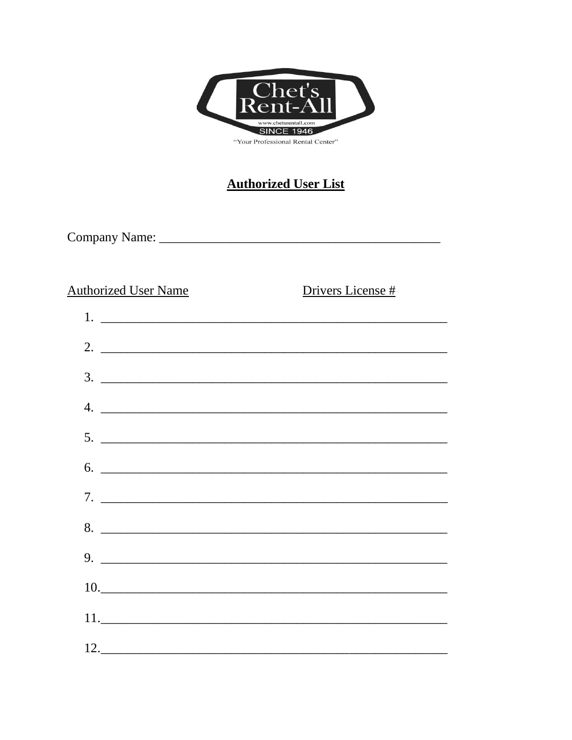Chet's Rent-All

www.chetsrentall.com

SINCE 1946

"Your Professional Rental Center"

## Authorized User List

Company Name: _____________________________________________

| Authorized User Name | Drivers License # |
|---|---|
| 1. | |
| 2. | |
| 3. | |
| 4. | |
| 5. | |
| 6. | |
| 7. | |
| 8. | |
| 9. | |
| 10. | |
| 11. | |
| 12. | |